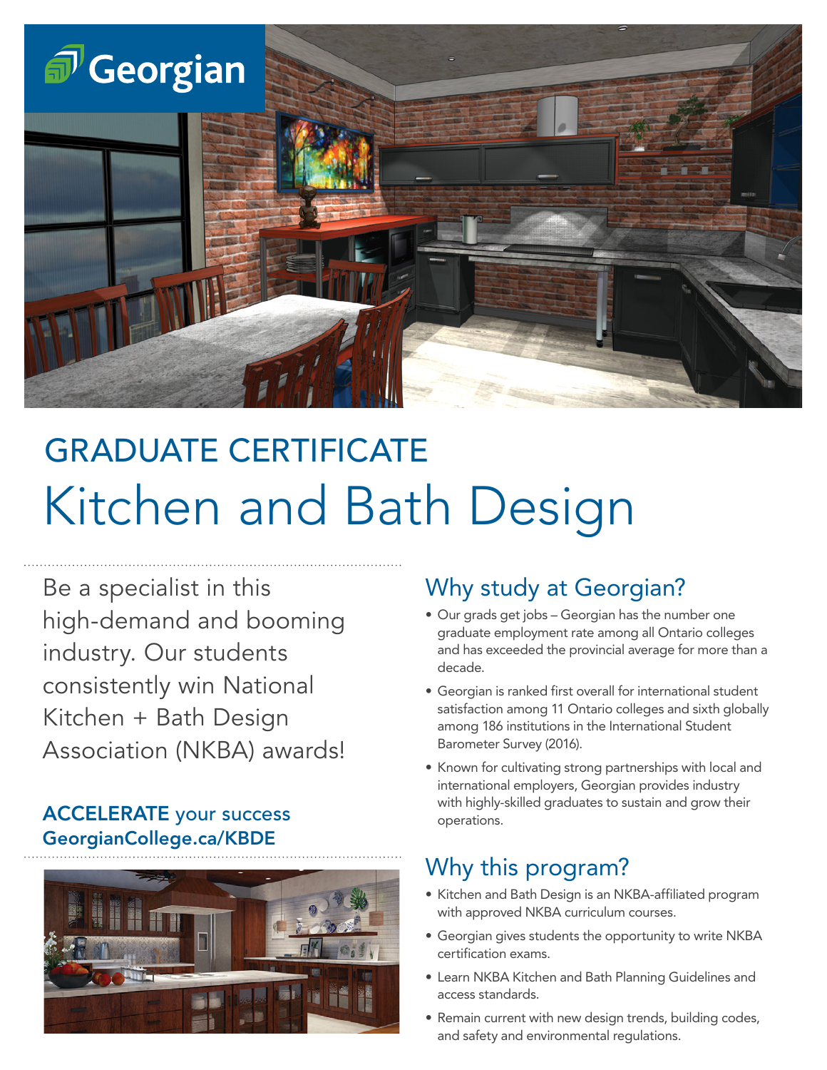Georgian

## GRADUATE CERTIFICATE

# Kitchen and Bath Design

Be a specialist in this high-demand and booming industry. Our students consistently win National Kitchen + Bath Design Association (NKBA) awards!

**ACCELERATE** your success
**GeorgianCollege.ca/KBDE**

## Why study at Georgian?

- Our grads get jobs – Georgian has the number one graduate employment rate among all Ontario colleges and has exceeded the provincial average for more than a decade.
- Georgian is ranked first overall for international student satisfaction among 11 Ontario colleges and sixth globally among 186 institutions in the International Student Barometer Survey (2016).
- Known for cultivating strong partnerships with local and international employers, Georgian provides industry with highly-skilled graduates to sustain and grow their operations.

## Why this program?

- Kitchen and Bath Design is an NKBA-affiliated program with approved NKBA curriculum courses.
- Georgian gives students the opportunity to write NKBA certification exams.
- Learn NKBA Kitchen and Bath Planning Guidelines and access standards.
- Remain current with new design trends, building codes, and safety and environmental regulations.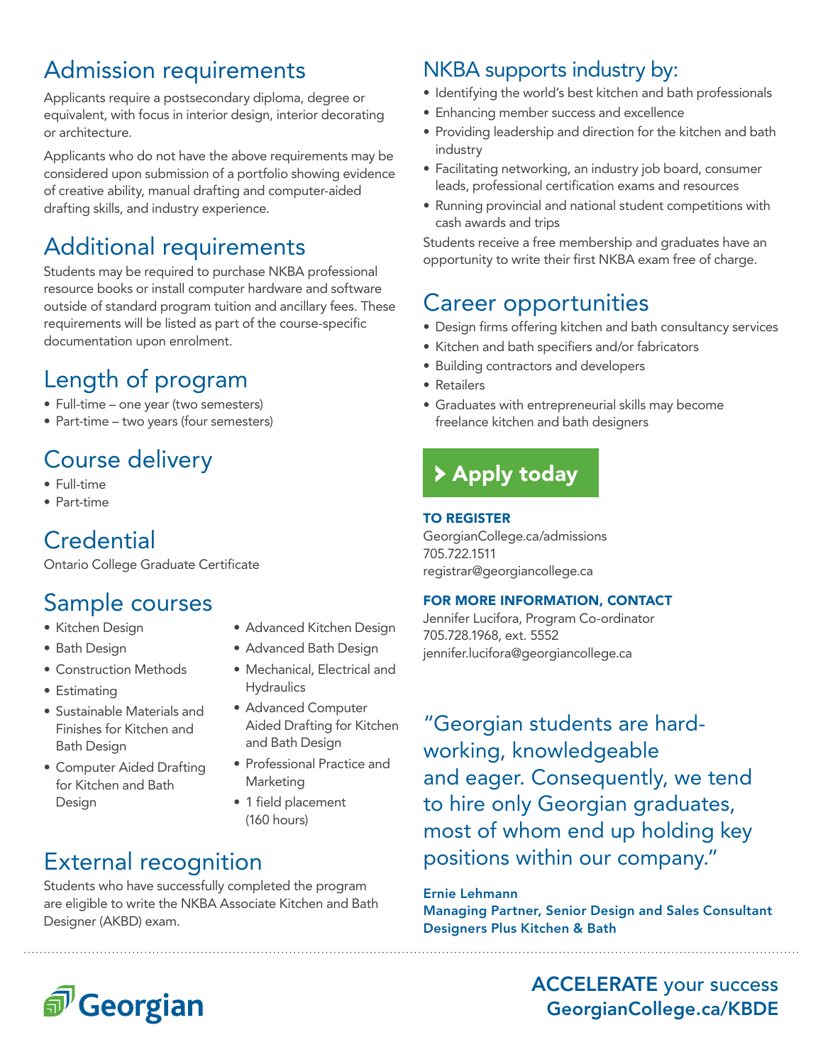## Admission requirements

Applicants require a postsecondary diploma, degree or equivalent, with focus in interior design, interior decorating or architecture.

Applicants who do not have the above requirements may be considered upon submission of a portfolio showing evidence of creative ability, manual drafting and computer-aided drafting skills, and industry experience.

## Additional requirements

Students may be required to purchase NKBA professional resource books or install computer hardware and software outside of standard program tuition and ancillary fees. These requirements will be listed as part of the course-specific documentation upon enrolment.

## Length of program

- Full-time – one year (two semesters)
- Part-time – two years (four semesters)

## Course delivery

- Full-time
- Part-time

## Credential

Ontario College Graduate Certificate

## Sample courses

- Kitchen Design
- Bath Design
- Construction Methods
- Estimating
- Sustainable Materials and Finishes for Kitchen and Bath Design
- Computer Aided Drafting for Kitchen and Bath Design
- Advanced Kitchen Design
- Advanced Bath Design
- Mechanical, Electrical and Hydraulics
- Advanced Computer Aided Drafting for Kitchen and Bath Design
- Professional Practice and Marketing
- 1 field placement (160 hours)

## External recognition

Students who have successfully completed the program are eligible to write the NKBA Associate Kitchen and Bath Designer (AKBD) exam.

## NKBA supports industry by:

- Identifying the world's best kitchen and bath professionals
- Enhancing member success and excellence
- Providing leadership and direction for the kitchen and bath industry
- Facilitating networking, an industry job board, consumer leads, professional certification exams and resources
- Running provincial and national student competitions with cash awards and trips

Students receive a free membership and graduates have an opportunity to write their first NKBA exam free of charge.

## Career opportunities

- Design firms offering kitchen and bath consultancy services
- Kitchen and bath specifiers and/or fabricators
- Building contractors and developers
- Retailers
- Graduates with entrepreneurial skills may become freelance kitchen and bath designers

**Apply today**

**TO REGISTER**
GeorgianCollege.ca/admissions
705.722.1511
registrar@georgiancollege.ca

**FOR MORE INFORMATION, CONTACT**
Jennifer Lucifora, Program Co-ordinator
705.728.1968, ext. 5552
jennifer.lucifora@georgiancollege.ca

"Georgian students are hard-working, knowledgeable and eager. Consequently, we tend to hire only Georgian graduates, most of whom end up holding key positions within our company."

**Ernie Lehmann**
**Managing Partner, Senior Design and Sales Consultant**
**Designers Plus Kitchen & Bath**

Georgian

**ACCELERATE your success**
**GeorgianCollege.ca/KBDE**